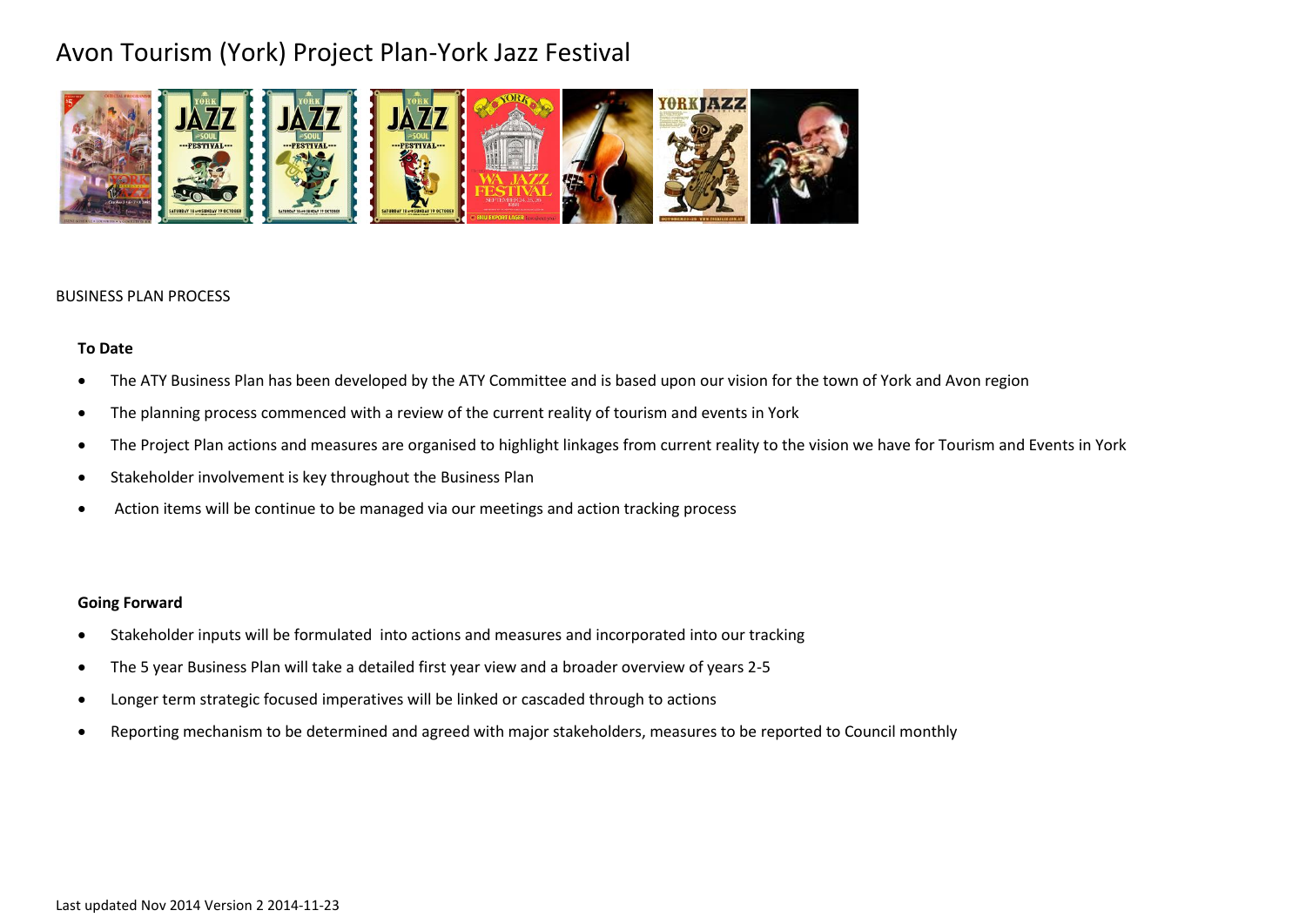# Avon Tourism (York) Project Plan-York Jazz Festival

BUSINESS PLAN PROCESS

**To Date**

- The ATY Business Plan has been developed by the ATY Committee and is based upon our vision for the town of York and Avon region
- The planning process commenced with a review of the current reality of tourism and events in York
- The Project Plan actions and measures are organised to highlight linkages from current reality to the vision we have for Tourism and Events in York
- Stakeholder involvement is key throughout the Business Plan
- Action items will be continue to be managed via our meetings and action tracking process

**Going Forward**

- Stakeholder inputs will be formulated into actions and measures and incorporated into our tracking
- The 5 year Business Plan will take a detailed first year view and a broader overview of years 2-5
- Longer term strategic focused imperatives will be linked or cascaded through to actions
- Reporting mechanism to be determined and agreed with major stakeholders, measures to be reported to Council monthly

Last updated Nov 2014 Version 2 2014-11-23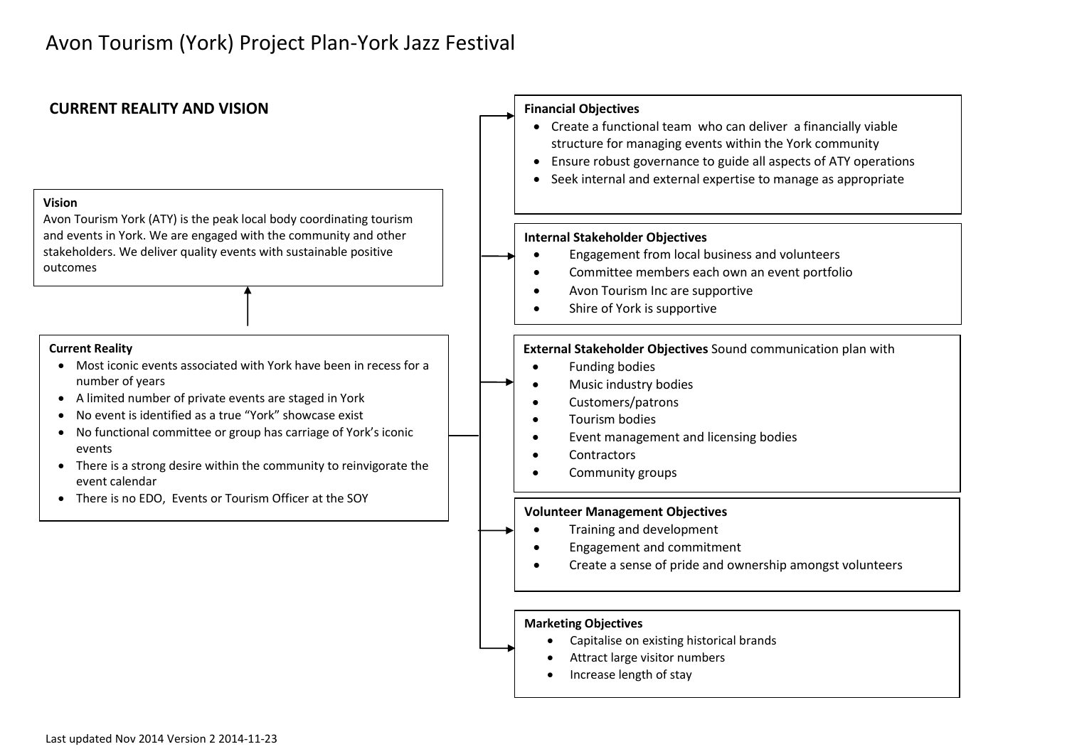# Avon Tourism (York) Project Plan-York Jazz Festival

## CURRENT REALITY AND VISION

**Vision**

Avon Tourism York (ATY) is the peak local body coordinating tourism and events in York. We are engaged with the community and other stakeholders. We deliver quality events with sustainable positive outcomes

**Current Reality**

- Most iconic events associated with York have been in recess for a number of years
- A limited number of private events are staged in York
- No event is identified as a true "York" showcase exist
- No functional committee or group has carriage of York's iconic events
- There is a strong desire within the community to reinvigorate the event calendar
- There is no EDO, Events or Tourism Officer at the SOY

**Financial Objectives**

- Create a functional team who can deliver a financially viable structure for managing events within the York community
- Ensure robust governance to guide all aspects of ATY operations
- Seek internal and external expertise to manage as appropriate

**Internal Stakeholder Objectives**

- Engagement from local business and volunteers
- Committee members each own an event portfolio
- Avon Tourism Inc are supportive
- Shire of York is supportive

**External Stakeholder Objectives** Sound communication plan with

- Funding bodies
- Music industry bodies
- Customers/patrons
- Tourism bodies
- Event management and licensing bodies
- Contractors
- Community groups

**Volunteer Management Objectives**

- Training and development
- Engagement and commitment
- Create a sense of pride and ownership amongst volunteers

**Marketing Objectives**

- Capitalise on existing historical brands
- Attract large visitor numbers
- Increase length of stay

Last updated Nov 2014 Version 2 2014-11-23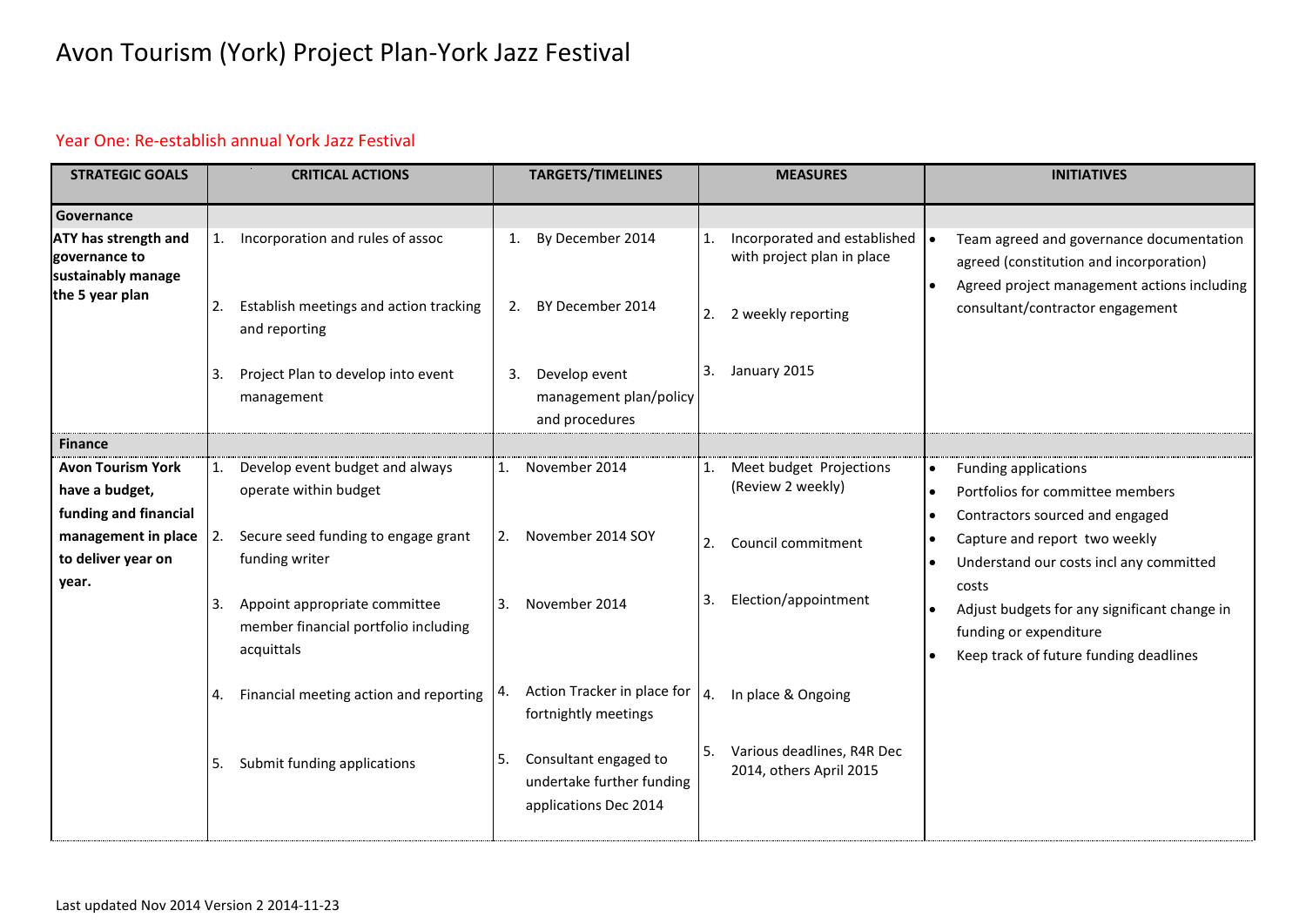# Avon Tourism (York) Project Plan-York Jazz Festival

Year One: Re-establish annual York Jazz Festival

| STRATEGIC GOALS | CRITICAL ACTIONS | TARGETS/TIMELINES | MEASURES | INITIATIVES |
|---|---|---|---|---|
| **Governance** | | | | |
| **ATY has strength and governance to sustainably manage the 5 year plan** | 1. Incorporation and rules of assoc<br>2. Establish meetings and action tracking and reporting<br>3. Project Plan to develop into event management | 1. By December 2014<br>2. BY December 2014<br>3. Develop event management plan/policy and procedures | 1. Incorporated and established with project plan in place<br>2. 2 weekly reporting<br>3. January 2015 | • Team agreed and governance documentation agreed (constitution and incorporation)<br>• Agreed project management actions including consultant/contractor engagement |
| **Finance** | | | | |
| **Avon Tourism York have a budget, funding and financial management in place to deliver year on year.** | 1. Develop event budget and always operate within budget<br>2. Secure seed funding to engage grant funding writer<br>3. Appoint appropriate committee member financial portfolio including acquittals<br>4. Financial meeting action and reporting<br>5. Submit funding applications | 1. November 2014<br>2. November 2014 SOY<br>3. November 2014<br>4. Action Tracker in place for fortnightly meetings<br>5. Consultant engaged to undertake further funding applications Dec 2014 | 1. Meet budget Projections (Review 2 weekly)<br>2. Council commitment<br>3. Election/appointment<br>4. In place & Ongoing<br>5. Various deadlines, R4R Dec 2014, others April 2015 | • Funding applications<br>• Portfolios for committee members<br>• Contractors sourced and engaged<br>• Capture and report two weekly<br>• Understand our costs incl any committed costs<br>• Adjust budgets for any significant change in funding or expenditure<br>• Keep track of future funding deadlines |

Last updated Nov 2014 Version 2 2014-11-23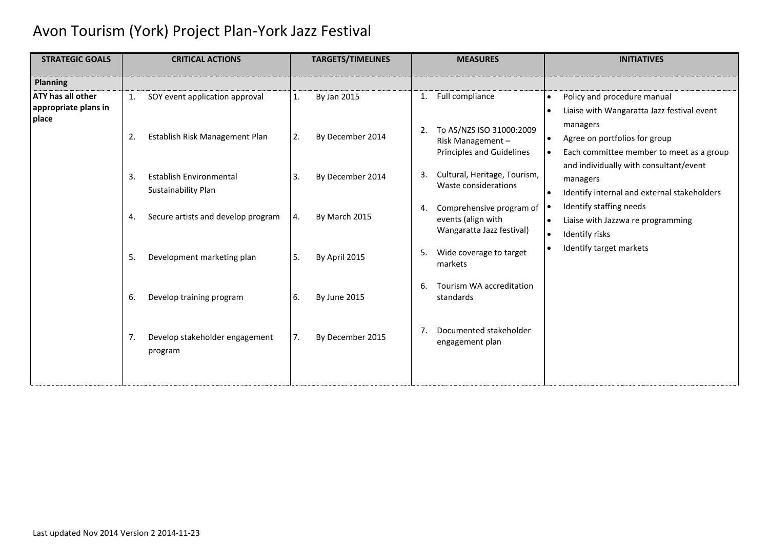# Avon Tourism (York) Project Plan-York Jazz Festival

| STRATEGIC GOALS | CRITICAL ACTIONS | TARGETS/TIMELINES | MEASURES | INITIATIVES |
|---|---|---|---|---|
| **Planning** | | | | |
| **ATY has all other appropriate plans in place** | 1. SOY event application approval<br>2. Establish Risk Management Plan<br>3. Establish Environmental Sustainability Plan<br>4. Secure artists and develop program<br>5. Development marketing plan<br>6. Develop training program<br>7. Develop stakeholder engagement program | 1. By Jan 2015<br>2. By December 2014<br>3. By December 2014<br>4. By March 2015<br>5. By April 2015<br>6. By June 2015<br>7. By December 2015 | 1. Full compliance<br>2. To AS/NZS ISO 31000:2009 Risk Management – Principles and Guidelines<br>3. Cultural, Heritage, Tourism, Waste considerations<br>4. Comprehensive program of events (align with Wangaratta Jazz festival)<br>5. Wide coverage to target markets<br>6. Tourism WA accreditation standards<br>7. Documented stakeholder engagement plan | • Policy and procedure manual<br>• Liaise with Wangaratta Jazz festival event managers<br>• Agree on portfolios for group<br>• Each committee member to meet as a group and individually with consultant/event managers<br>• Identify internal and external stakeholders<br>• Identify staffing needs<br>• Liaise with Jazzwa re programming<br>• Identify risks<br>• Identify target markets |

Last updated Nov 2014 Version 2 2014-11-23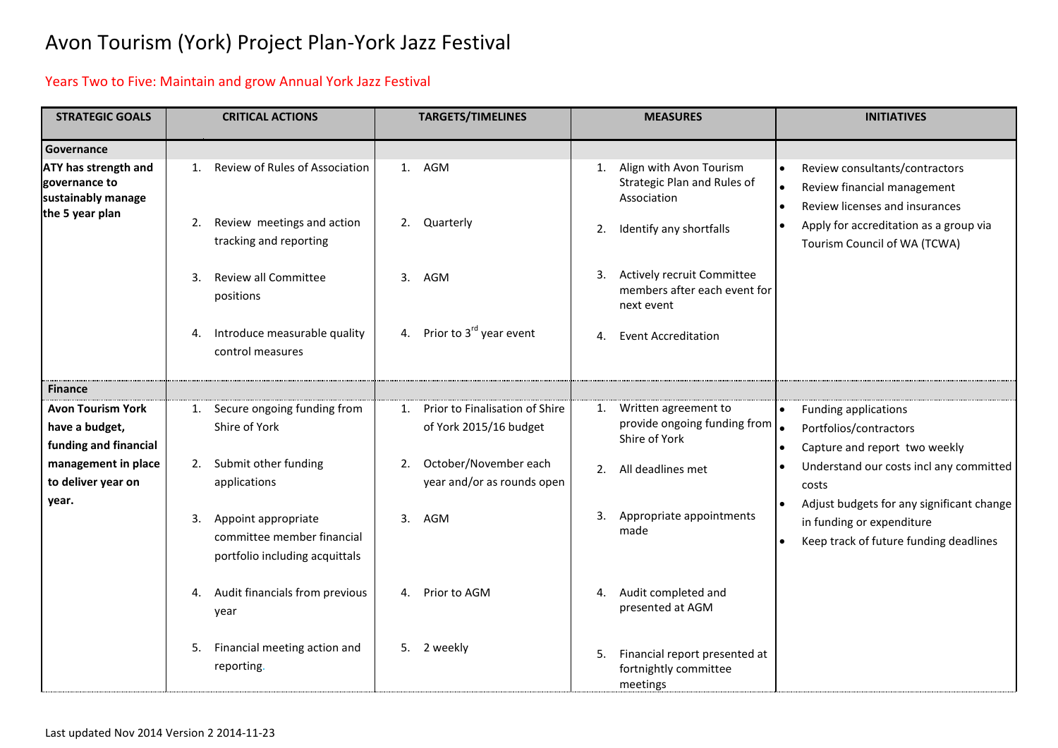# Avon Tourism (York) Project Plan-York Jazz Festival

Years Two to Five: Maintain and grow Annual York Jazz Festival

| STRATEGIC GOALS | CRITICAL ACTIONS | TARGETS/TIMELINES | MEASURES | INITIATIVES |
|---|---|---|---|---|
| **Governance** | | | | |
| **ATY has strength and governance to sustainably manage the 5 year plan** | 1. Review of Rules of Association<br>2. Review meetings and action tracking and reporting<br>3. Review all Committee positions<br>4. Introduce measurable quality control measures | 1. AGM<br>2. Quarterly<br>3. AGM<br>4. Prior to 3rd year event | 1. Align with Avon Tourism Strategic Plan and Rules of Association<br>2. Identify any shortfalls<br>3. Actively recruit Committee members after each event for next event<br>4. Event Accreditation | • Review consultants/contractors<br>• Review financial management<br>• Review licenses and insurances<br>• Apply for accreditation as a group via Tourism Council of WA (TCWA) |
| **Finance** | | | | |
| **Avon Tourism York have a budget, funding and financial management in place to deliver year on year.** | 1. Secure ongoing funding from Shire of York<br>2. Submit other funding applications<br>3. Appoint appropriate committee member financial portfolio including acquittals<br>4. Audit financials from previous year<br>5. Financial meeting action and reporting. | 1. Prior to Finalisation of Shire of York 2015/16 budget<br>2. October/November each year and/or as rounds open<br>3. AGM<br>4. Prior to AGM<br>5. 2 weekly | 1. Written agreement to provide ongoing funding from Shire of York<br>2. All deadlines met<br>3. Appropriate appointments made<br>4. Audit completed and presented at AGM<br>5. Financial report presented at fortnightly committee meetings | • Funding applications<br>• Portfolios/contractors<br>• Capture and report two weekly<br>• Understand our costs incl any committed costs<br>• Adjust budgets for any significant change in funding or expenditure<br>• Keep track of future funding deadlines |

Last updated Nov 2014 Version 2 2014-11-23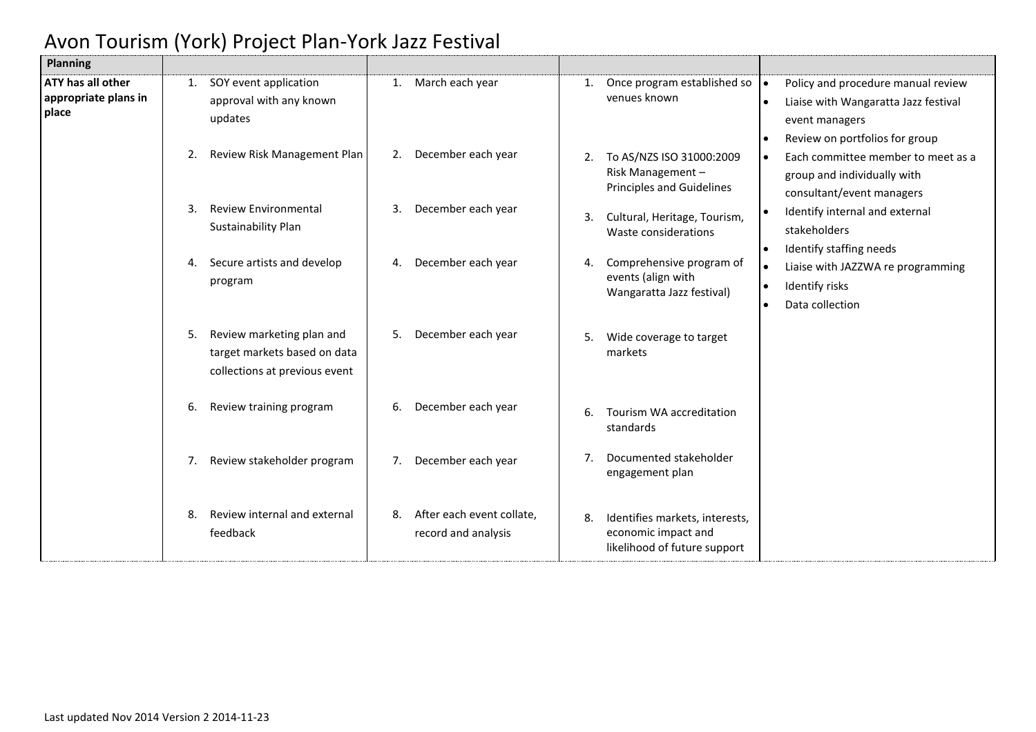# Avon Tourism (York) Project Plan-York Jazz Festival

| Planning | | | | |
|---|---|---|---|---|
| **ATY has all other appropriate plans in place** | 1. SOY event application approval with any known updates | 1. March each year | 1. Once program established so venues known | • Policy and procedure manual review<br>• Liaise with Wangaratta Jazz festival event managers<br>• Review on portfolios for group<br>• Each committee member to meet as a group and individually with consultant/event managers<br>• Identify internal and external stakeholders<br>• Identify staffing needs<br>• Liaise with JAZZWA re programming<br>• Identify risks<br>• Data collection |
| | 2. Review Risk Management Plan | 2. December each year | 2. To AS/NZS ISO 31000:2009 Risk Management – Principles and Guidelines | |
| | 3. Review Environmental Sustainability Plan | 3. December each year | 3. Cultural, Heritage, Tourism, Waste considerations | |
| | 4. Secure artists and develop program | 4. December each year | 4. Comprehensive program of events (align with Wangaratta Jazz festival) | |
| | 5. Review marketing plan and target markets based on data collections at previous event | 5. December each year | 5. Wide coverage to target markets | |
| | 6. Review training program | 6. December each year | 6. Tourism WA accreditation standards | |
| | 7. Review stakeholder program | 7. December each year | 7. Documented stakeholder engagement plan | |
| | 8. Review internal and external feedback | 8. After each event collate, record and analysis | 8. Identifies markets, interests, economic impact and likelihood of future support | |

Last updated Nov 2014 Version 2 2014-11-23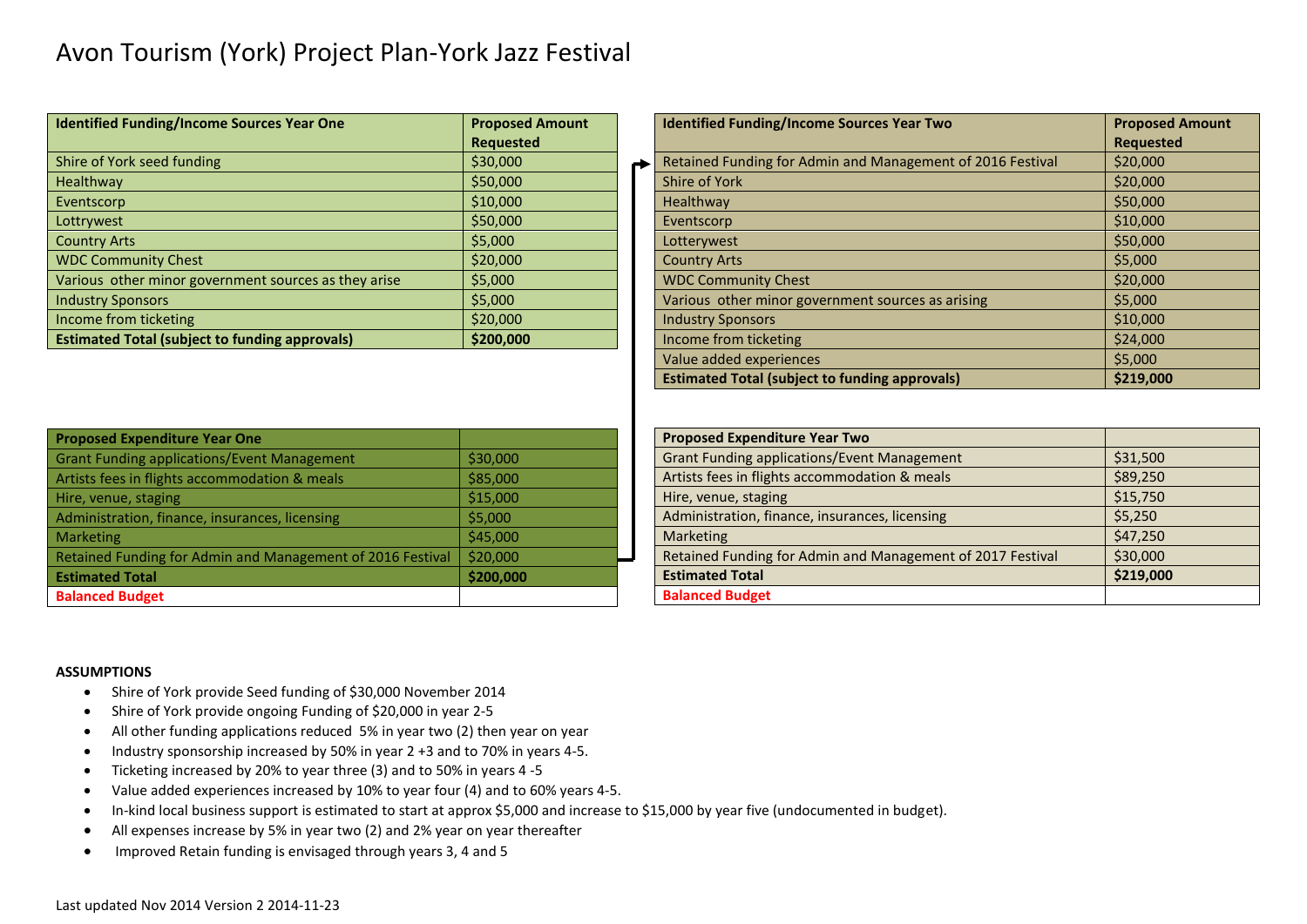# Avon Tourism (York) Project Plan-York Jazz Festival

| Identified Funding/Income Sources Year One | Proposed Amount Requested |
|---|---|
| Shire of York seed funding | $30,000 |
| Healthway | $50,000 |
| Eventscorp | $10,000 |
| Lottrywest | $50,000 |
| Country Arts | $5,000 |
| WDC Community Chest | $20,000 |
| Various other minor government sources as they arise | $5,000 |
| Industry Sponsors | $5,000 |
| Income from ticketing | $20,000 |
| **Estimated Total (subject to funding approvals)** | **$200,000** |

| Proposed Expenditure Year One | |
|---|---|
| Grant Funding applications/Event Management | $30,000 |
| Artists fees in flights accommodation & meals | $85,000 |
| Hire, venue, staging | $15,000 |
| Administration, finance, insurances, licensing | $5,000 |
| Marketing | $45,000 |
| Retained Funding for Admin and Management of 2016 Festival | $20,000 |
| **Estimated Total** | **$200,000** |
| **Balanced Budget** | |

| Identified Funding/Income Sources Year Two | Proposed Amount Requested |
|---|---|
| Retained Funding for Admin and Management of 2016 Festival | $20,000 |
| Shire of York | $20,000 |
| Healthway | $50,000 |
| Eventscorp | $10,000 |
| Lotterywest | $50,000 |
| Country Arts | $5,000 |
| WDC Community Chest | $20,000 |
| Various other minor government sources as arising | $5,000 |
| Industry Sponsors | $10,000 |
| Income from ticketing | $24,000 |
| Value added experiences | $5,000 |
| **Estimated Total (subject to funding approvals)** | **$219,000** |

| Proposed Expenditure Year Two | |
|---|---|
| Grant Funding applications/Event Management | $31,500 |
| Artists fees in flights accommodation & meals | $89,250 |
| Hire, venue, staging | $15,750 |
| Administration, finance, insurances, licensing | $5,250 |
| Marketing | $47,250 |
| Retained Funding for Admin and Management of 2017 Festival | $30,000 |
| **Estimated Total** | **$219,000** |
| **Balanced Budget** | |

**ASSUMPTIONS**

- Shire of York provide Seed funding of $30,000 November 2014
- Shire of York provide ongoing Funding of $20,000 in year 2-5
- All other funding applications reduced 5% in year two (2) then year on year
- Industry sponsorship increased by 50% in year 2 +3 and to 70% in years 4-5.
- Ticketing increased by 20% to year three (3) and to 50% in years 4 -5
- Value added experiences increased by 10% to year four (4) and to 60% years 4-5.
- In-kind local business support is estimated to start at approx $5,000 and increase to $15,000 by year five (undocumented in budget).
- All expenses increase by 5% in year two (2) and 2% year on year thereafter
- Improved Retain funding is envisaged through years 3, 4 and 5

Last updated Nov 2014 Version 2 2014-11-23